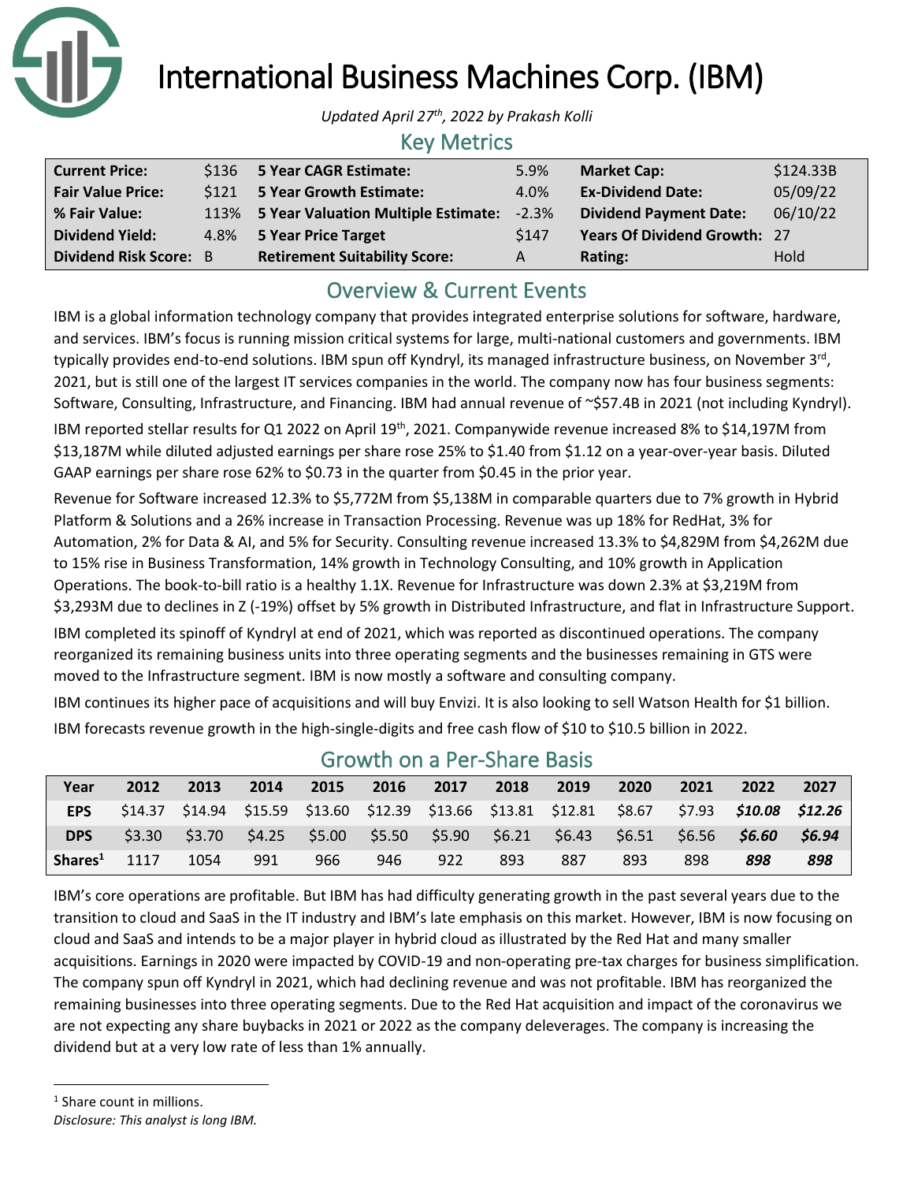# International Business Machines Corp. (IBM)

*Updated April 27th, 2022 by Prakash Kolli*

## Key Metrics

| | | | | | |
|---|---|---|---|---|---|
| **Current Price:** | $136 | **5 Year CAGR Estimate:** | 5.9% | **Market Cap:** | $124.33B |
| **Fair Value Price:** | $121 | **5 Year Growth Estimate:** | 4.0% | **Ex-Dividend Date:** | 05/09/22 |
| **% Fair Value:** | 113% | **5 Year Valuation Multiple Estimate:** | -2.3% | **Dividend Payment Date:** | 06/10/22 |
| **Dividend Yield:** | 4.8% | **5 Year Price Target** | $147 | **Years Of Dividend Growth:** | 27 |
| **Dividend Risk Score:** | B | **Retirement Suitability Score:** | A | **Rating:** | Hold |

## Overview & Current Events

IBM is a global information technology company that provides integrated enterprise solutions for software, hardware, and services. IBM's focus is running mission critical systems for large, multi-national customers and governments. IBM typically provides end-to-end solutions. IBM spun off Kyndryl, its managed infrastructure business, on November 3rd, 2021, but is still one of the largest IT services companies in the world. The company now has four business segments: Software, Consulting, Infrastructure, and Financing. IBM had annual revenue of ~$57.4B in 2021 (not including Kyndryl).

IBM reported stellar results for Q1 2022 on April 19th, 2021. Companywide revenue increased 8% to $14,197M from $13,187M while diluted adjusted earnings per share rose 25% to $1.40 from $1.12 on a year-over-year basis. Diluted GAAP earnings per share rose 62% to $0.73 in the quarter from $0.45 in the prior year.

Revenue for Software increased 12.3% to $5,772M from $5,138M in comparable quarters due to 7% growth in Hybrid Platform & Solutions and a 26% increase in Transaction Processing. Revenue was up 18% for RedHat, 3% for Automation, 2% for Data & AI, and 5% for Security. Consulting revenue increased 13.3% to $4,829M from $4,262M due to 15% rise in Business Transformation, 14% growth in Technology Consulting, and 10% growth in Application Operations. The book-to-bill ratio is a healthy 1.1X. Revenue for Infrastructure was down 2.3% at $3,219M from $3,293M due to declines in Z (-19%) offset by 5% growth in Distributed Infrastructure, and flat in Infrastructure Support.

IBM completed its spinoff of Kyndryl at end of 2021, which was reported as discontinued operations. The company reorganized its remaining business units into three operating segments and the businesses remaining in GTS were moved to the Infrastructure segment. IBM is now mostly a software and consulting company.

IBM continues its higher pace of acquisitions and will buy Envizi. It is also looking to sell Watson Health for $1 billion.

IBM forecasts revenue growth in the high-single-digits and free cash flow of $10 to $10.5 billion in 2022.

## Growth on a Per-Share Basis

| Year | 2012 | 2013 | 2014 | 2015 | 2016 | 2017 | 2018 | 2019 | 2020 | 2021 | 2022 | 2027 |
|---|---|---|---|---|---|---|---|---|---|---|---|---|
| **EPS** | $14.37 | $14.94 | $15.59 | $13.60 | $12.39 | $13.66 | $13.81 | $12.81 | $8.67 | $7.93 | ***$10.08*** | ***$12.26*** |
| **DPS** | $3.30 | $3.70 | $4.25 | $5.00 | $5.50 | $5.90 | $6.21 | $6.43 | $6.51 | $6.56 | ***$6.60*** | ***$6.94*** |
| **Shares**[1] | 1117 | 1054 | 991 | 966 | 946 | 922 | 893 | 887 | 893 | 898 | ***898*** | ***898*** |

IBM's core operations are profitable. But IBM has had difficulty generating growth in the past several years due to the transition to cloud and SaaS in the IT industry and IBM's late emphasis on this market. However, IBM is now focusing on cloud and SaaS and intends to be a major player in hybrid cloud as illustrated by the Red Hat and many smaller acquisitions. Earnings in 2020 were impacted by COVID-19 and non-operating pre-tax charges for business simplification. The company spun off Kyndryl in 2021, which had declining revenue and was not profitable. IBM has reorganized the remaining businesses into three operating segments. Due to the Red Hat acquisition and impact of the coronavirus we are not expecting any share buybacks in 2021 or 2022 as the company deleverages. The company is increasing the dividend but at a very low rate of less than 1% annually.

[1] Share count in millions.

*Disclosure: This analyst is long IBM.*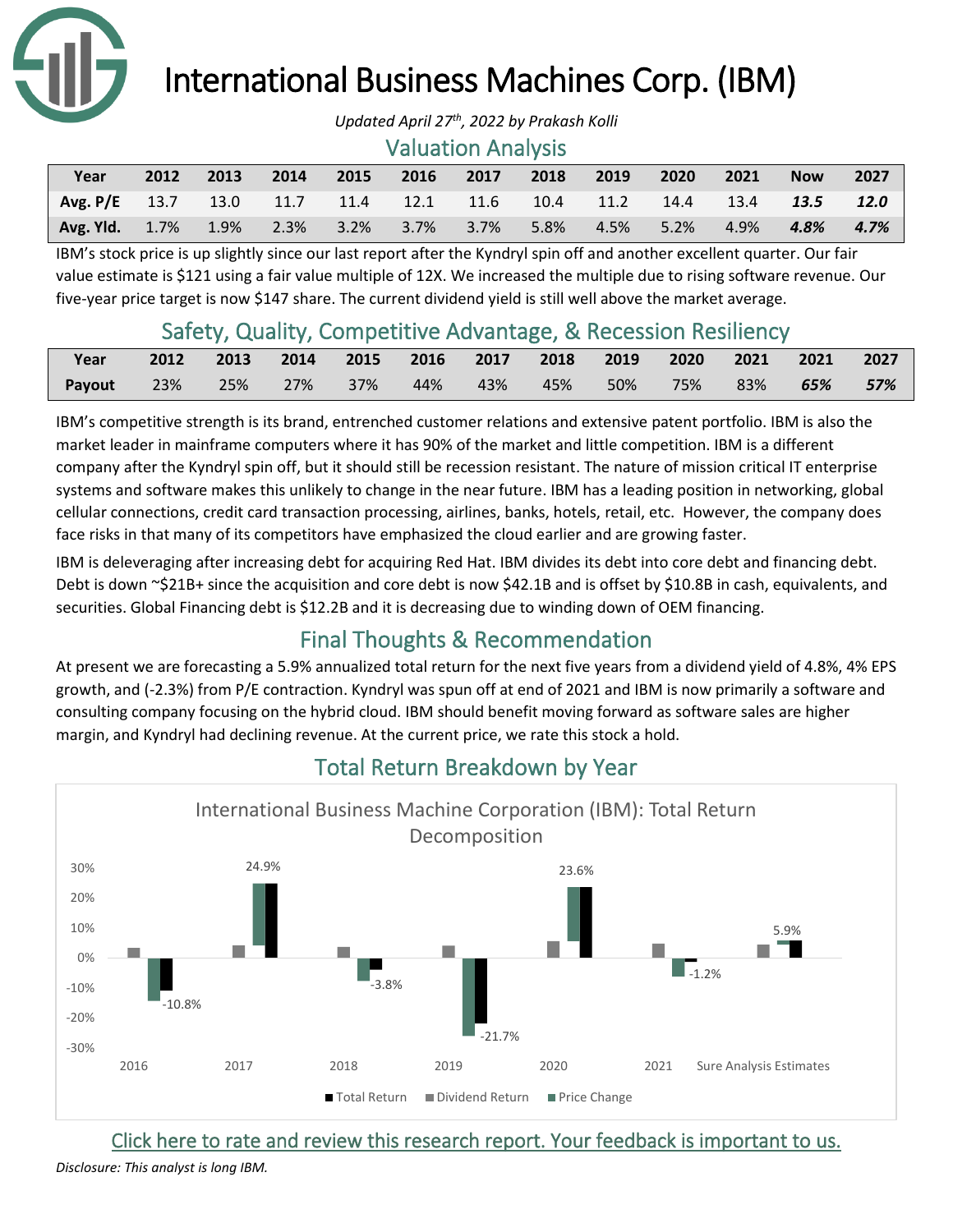# International Business Machines Corp. (IBM)

*Updated April 27th, 2022 by Prakash Kolli*

## Valuation Analysis

| Year | 2012 | 2013 | 2014 | 2015 | 2016 | 2017 | 2018 | 2019 | 2020 | 2021 | Now | 2027 |
|---|---|---|---|---|---|---|---|---|---|---|---|---|
| Avg. P/E | 13.7 | 13.0 | 11.7 | 11.4 | 12.1 | 11.6 | 10.4 | 11.2 | 14.4 | 13.4 | ***13.5*** | ***12.0*** |
| Avg. Yld. | 1.7% | 1.9% | 2.3% | 3.2% | 3.7% | 3.7% | 5.8% | 4.5% | 5.2% | 4.9% | ***4.8%*** | ***4.7%*** |

IBM's stock price is up slightly since our last report after the Kyndryl spin off and another excellent quarter. Our fair value estimate is $121 using a fair value multiple of 12X. We increased the multiple due to rising software revenue. Our five-year price target is now $147 share. The current dividend yield is still well above the market average.

## Safety, Quality, Competitive Advantage, & Recession Resiliency

| Year | 2012 | 2013 | 2014 | 2015 | 2016 | 2017 | 2018 | 2019 | 2020 | 2021 | 2021 | 2027 |
|---|---|---|---|---|---|---|---|---|---|---|---|---|
| Payout | 23% | 25% | 27% | 37% | 44% | 43% | 45% | 50% | 75% | 83% | ***65%*** | ***57%*** |

IBM's competitive strength is its brand, entrenched customer relations and extensive patent portfolio. IBM is also the market leader in mainframe computers where it has 90% of the market and little competition. IBM is a different company after the Kyndryl spin off, but it should still be recession resistant. The nature of mission critical IT enterprise systems and software makes this unlikely to change in the near future. IBM has a leading position in networking, global cellular connections, credit card transaction processing, airlines, banks, hotels, retail, etc. However, the company does face risks in that many of its competitors have emphasized the cloud earlier and are growing faster.

IBM is deleveraging after increasing debt for acquiring Red Hat. IBM divides its debt into core debt and financing debt. Debt is down ~$21B+ since the acquisition and core debt is now $42.1B and is offset by $10.8B in cash, equivalents, and securities. Global Financing debt is $12.2B and it is decreasing due to winding down of OEM financing.

## Final Thoughts & Recommendation

At present we are forecasting a 5.9% annualized total return for the next five years from a dividend yield of 4.8%, 4% EPS growth, and (-2.3%) from P/E contraction. Kyndryl was spun off at end of 2021 and IBM is now primarily a software and consulting company focusing on the hybrid cloud. IBM should benefit moving forward as software sales are higher margin, and Kyndryl had declining revenue. At the current price, we rate this stock a hold.

## Total Return Breakdown by Year

International Business Machine Corporation (IBM): Total Return Decomposition

| | 2016 | 2017 | 2018 | 2019 | 2020 | 2021 | Sure Analysis Estimates |
|---|---|---|---|---|---|---|---|
| Total Return | -10.8% | 24.9% | -3.8% | -21.7% | 23.6% | -1.2% | 5.9% |

Legend: Total Return, Dividend Return, Price Change

Click here to rate and review this research report. Your feedback is important to us.

*Disclosure: This analyst is long IBM.*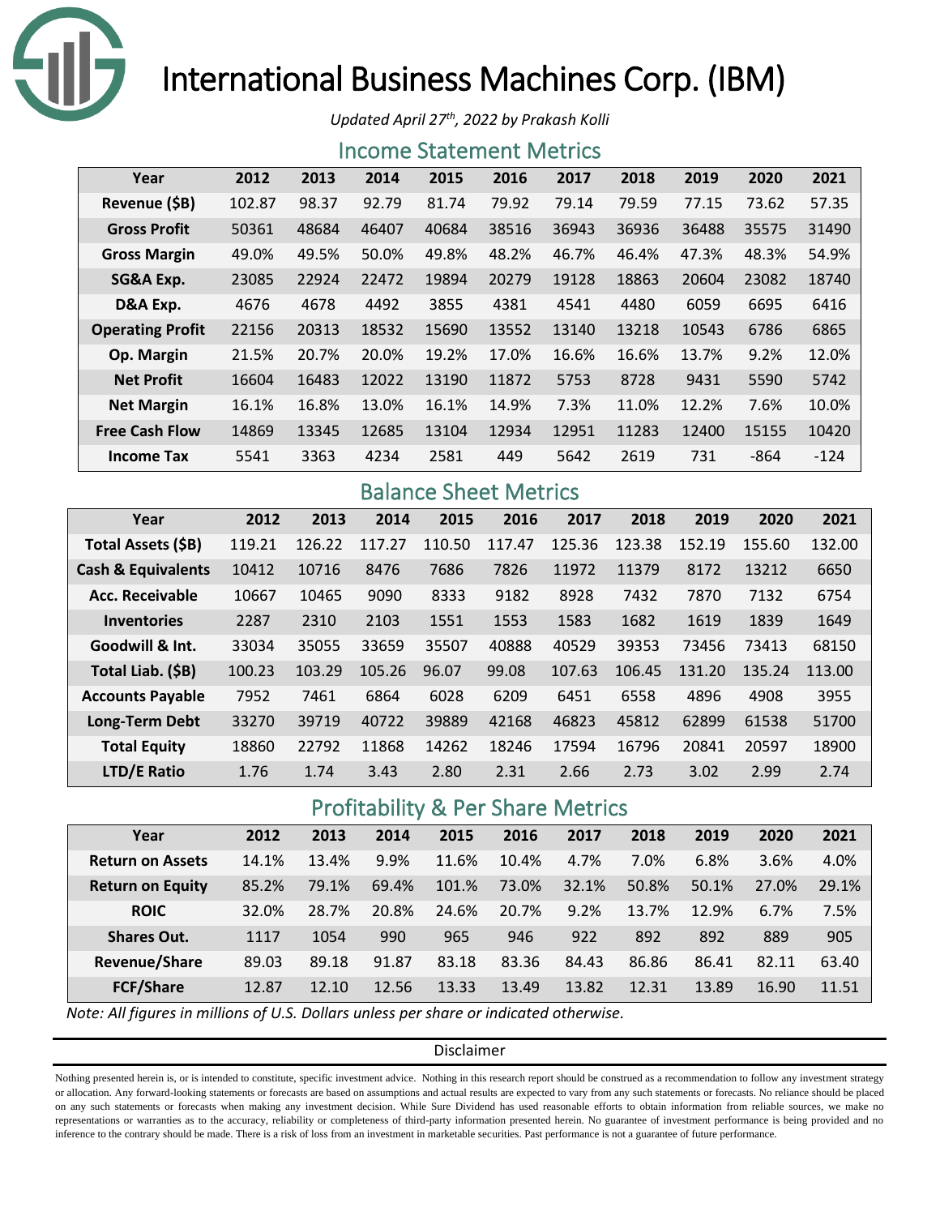# International Business Machines Corp. (IBM)

*Updated April 27th, 2022 by Prakash Kolli*

## Income Statement Metrics

| Year | 2012 | 2013 | 2014 | 2015 | 2016 | 2017 | 2018 | 2019 | 2020 | 2021 |
|---|---|---|---|---|---|---|---|---|---|---|
| **Revenue ($B)** | 102.87 | 98.37 | 92.79 | 81.74 | 79.92 | 79.14 | 79.59 | 77.15 | 73.62 | 57.35 |
| **Gross Profit** | 50361 | 48684 | 46407 | 40684 | 38516 | 36943 | 36936 | 36488 | 35575 | 31490 |
| **Gross Margin** | 49.0% | 49.5% | 50.0% | 49.8% | 48.2% | 46.7% | 46.4% | 47.3% | 48.3% | 54.9% |
| **SG&A Exp.** | 23085 | 22924 | 22472 | 19894 | 20279 | 19128 | 18863 | 20604 | 23082 | 18740 |
| **D&A Exp.** | 4676 | 4678 | 4492 | 3855 | 4381 | 4541 | 4480 | 6059 | 6695 | 6416 |
| **Operating Profit** | 22156 | 20313 | 18532 | 15690 | 13552 | 13140 | 13218 | 10543 | 6786 | 6865 |
| **Op. Margin** | 21.5% | 20.7% | 20.0% | 19.2% | 17.0% | 16.6% | 16.6% | 13.7% | 9.2% | 12.0% |
| **Net Profit** | 16604 | 16483 | 12022 | 13190 | 11872 | 5753 | 8728 | 9431 | 5590 | 5742 |
| **Net Margin** | 16.1% | 16.8% | 13.0% | 16.1% | 14.9% | 7.3% | 11.0% | 12.2% | 7.6% | 10.0% |
| **Free Cash Flow** | 14869 | 13345 | 12685 | 13104 | 12934 | 12951 | 11283 | 12400 | 15155 | 10420 |
| **Income Tax** | 5541 | 3363 | 4234 | 2581 | 449 | 5642 | 2619 | 731 | -864 | -124 |

## Balance Sheet Metrics

| Year | 2012 | 2013 | 2014 | 2015 | 2016 | 2017 | 2018 | 2019 | 2020 | 2021 |
|---|---|---|---|---|---|---|---|---|---|---|
| **Total Assets ($B)** | 119.21 | 126.22 | 117.27 | 110.50 | 117.47 | 125.36 | 123.38 | 152.19 | 155.60 | 132.00 |
| **Cash & Equivalents** | 10412 | 10716 | 8476 | 7686 | 7826 | 11972 | 11379 | 8172 | 13212 | 6650 |
| **Acc. Receivable** | 10667 | 10465 | 9090 | 8333 | 9182 | 8928 | 7432 | 7870 | 7132 | 6754 |
| **Inventories** | 2287 | 2310 | 2103 | 1551 | 1553 | 1583 | 1682 | 1619 | 1839 | 1649 |
| **Goodwill & Int.** | 33034 | 35055 | 33659 | 35507 | 40888 | 40529 | 39353 | 73456 | 73413 | 68150 |
| **Total Liab. ($B)** | 100.23 | 103.29 | 105.26 | 96.07 | 99.08 | 107.63 | 106.45 | 131.20 | 135.24 | 113.00 |
| **Accounts Payable** | 7952 | 7461 | 6864 | 6028 | 6209 | 6451 | 6558 | 4896 | 4908 | 3955 |
| **Long-Term Debt** | 33270 | 39719 | 40722 | 39889 | 42168 | 46823 | 45812 | 62899 | 61538 | 51700 |
| **Total Equity** | 18860 | 22792 | 11868 | 14262 | 18246 | 17594 | 16796 | 20841 | 20597 | 18900 |
| **LTD/E Ratio** | 1.76 | 1.74 | 3.43 | 2.80 | 2.31 | 2.66 | 2.73 | 3.02 | 2.99 | 2.74 |

## Profitability & Per Share Metrics

| Year | 2012 | 2013 | 2014 | 2015 | 2016 | 2017 | 2018 | 2019 | 2020 | 2021 |
|---|---|---|---|---|---|---|---|---|---|---|
| **Return on Assets** | 14.1% | 13.4% | 9.9% | 11.6% | 10.4% | 4.7% | 7.0% | 6.8% | 3.6% | 4.0% |
| **Return on Equity** | 85.2% | 79.1% | 69.4% | 101.% | 73.0% | 32.1% | 50.8% | 50.1% | 27.0% | 29.1% |
| **ROIC** | 32.0% | 28.7% | 20.8% | 24.6% | 20.7% | 9.2% | 13.7% | 12.9% | 6.7% | 7.5% |
| **Shares Out.** | 1117 | 1054 | 990 | 965 | 946 | 922 | 892 | 892 | 889 | 905 |
| **Revenue/Share** | 89.03 | 89.18 | 91.87 | 83.18 | 83.36 | 84.43 | 86.86 | 86.41 | 82.11 | 63.40 |
| **FCF/Share** | 12.87 | 12.10 | 12.56 | 13.33 | 13.49 | 13.82 | 12.31 | 13.89 | 16.90 | 11.51 |

*Note: All figures in millions of U.S. Dollars unless per share or indicated otherwise.*

---

Disclaimer

Nothing presented herein is, or is intended to constitute, specific investment advice. Nothing in this research report should be construed as a recommendation to follow any investment strategy or allocation. Any forward-looking statements or forecasts are based on assumptions and actual results are expected to vary from any such statements or forecasts. No reliance should be placed on any such statements or forecasts when making any investment decision. While Sure Dividend has used reasonable efforts to obtain information from reliable sources, we make no representations or warranties as to the accuracy, reliability or completeness of third-party information presented herein. No guarantee of investment performance is being provided and no inference to the contrary should be made. There is a risk of loss from an investment in marketable securities. Past performance is not a guarantee of future performance.